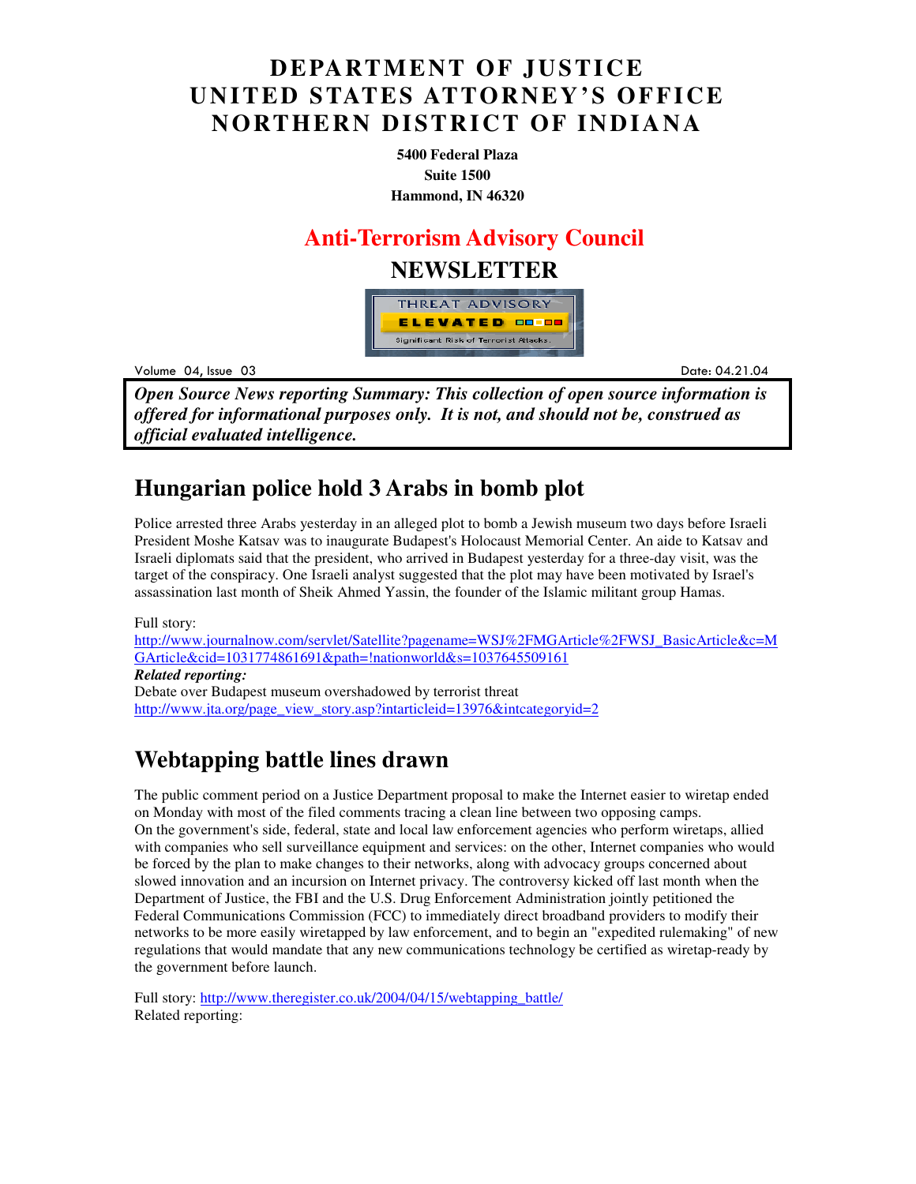# DEPARTMENT OF JUSTICE
# UNITED STATES ATTORNEY'S OFFICE
# NORTHERN DISTRICT OF INDIANA

**5400 Federal Plaza**
**Suite 1500**
**Hammond, IN 46320**

## Anti-Terrorism Advisory Council
## NEWSLETTER

THREAT ADVISORY
ELEVATED
Significant Risk of Terrorist Attacks.

Volume 04, Issue 03 — Date: 04.21.04

***Open Source News reporting Summary: This collection of open source information is offered for informational purposes only. It is not, and should not be, construed as official evaluated intelligence.***

## Hungarian police hold 3 Arabs in bomb plot

Police arrested three Arabs yesterday in an alleged plot to bomb a Jewish museum two days before Israeli President Moshe Katsav was to inaugurate Budapest's Holocaust Memorial Center. An aide to Katsav and Israeli diplomats said that the president, who arrived in Budapest yesterday for a three-day visit, was the target of the conspiracy. One Israeli analyst suggested that the plot may have been motivated by Israel's assassination last month of Sheik Ahmed Yassin, the founder of the Islamic militant group Hamas.

Full story:
http://www.journalnow.com/servlet/Satellite?pagename=WSJ%2FMGArticle%2FWSJ_BasicArticle&c=MGArticle&cid=1031774861691&path=!nationworld&s=1037645509161

***Related reporting:***
Debate over Budapest museum overshadowed by terrorist threat
http://www.jta.org/page_view_story.asp?intarticleid=13976&intcategoryid=2

## Webtapping battle lines drawn

The public comment period on a Justice Department proposal to make the Internet easier to wiretap ended on Monday with most of the filed comments tracing a clean line between two opposing camps.
On the government's side, federal, state and local law enforcement agencies who perform wiretaps, allied with companies who sell surveillance equipment and services: on the other, Internet companies who would be forced by the plan to make changes to their networks, along with advocacy groups concerned about slowed innovation and an incursion on Internet privacy. The controversy kicked off last month when the Department of Justice, the FBI and the U.S. Drug Enforcement Administration jointly petitioned the Federal Communications Commission (FCC) to immediately direct broadband providers to modify their networks to be more easily wiretapped by law enforcement, and to begin an "expedited rulemaking" of new regulations that would mandate that any new communications technology be certified as wiretap-ready by the government before launch.

Full story: http://www.theregister.co.uk/2004/04/15/webtapping_battle/
Related reporting: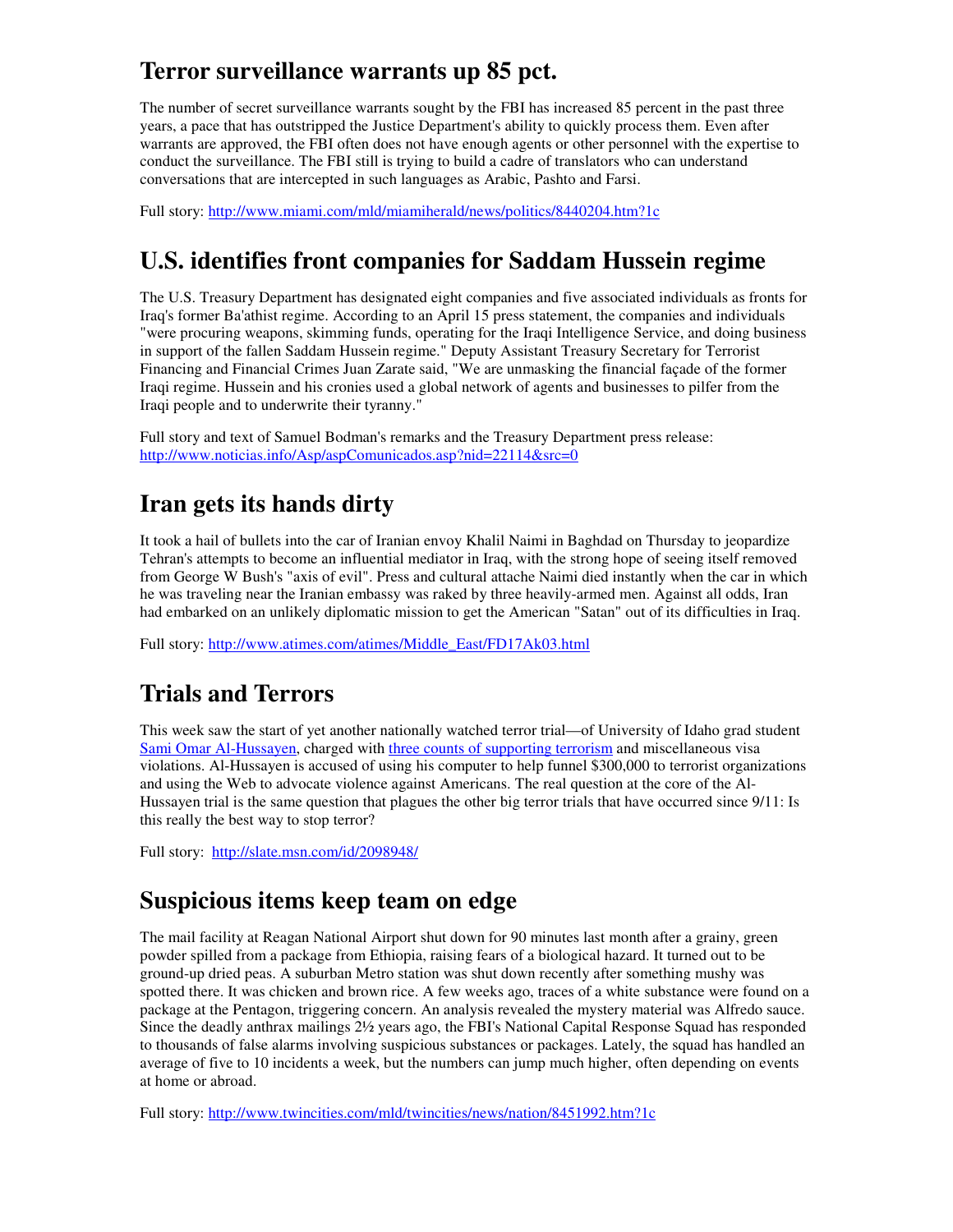## Terror surveillance warrants up 85 pct.

The number of secret surveillance warrants sought by the FBI has increased 85 percent in the past three years, a pace that has outstripped the Justice Department's ability to quickly process them. Even after warrants are approved, the FBI often does not have enough agents or other personnel with the expertise to conduct the surveillance. The FBI still is trying to build a cadre of translators who can understand conversations that are intercepted in such languages as Arabic, Pashto and Farsi.

Full story: [http://www.miami.com/mld/miamiherald/news/politics/8440204.htm?1c](http://www.miami.com/mld/miamiherald/news/politics/8440204.htm?1c)

## U.S. identifies front companies for Saddam Hussein regime

The U.S. Treasury Department has designated eight companies and five associated individuals as fronts for Iraq's former Ba'athist regime. According to an April 15 press statement, the companies and individuals "were procuring weapons, skimming funds, operating for the Iraqi Intelligence Service, and doing business in support of the fallen Saddam Hussein regime." Deputy Assistant Treasury Secretary for Terrorist Financing and Financial Crimes Juan Zarate said, "We are unmasking the financial façade of the former Iraqi regime. Hussein and his cronies used a global network of agents and businesses to pilfer from the Iraqi people and to underwrite their tyranny."

Full story and text of Samuel Bodman's remarks and the Treasury Department press release: [http://www.noticias.info/Asp/aspComunicados.asp?nid=22114&src=0](http://www.noticias.info/Asp/aspComunicados.asp?nid=22114&src=0)

## Iran gets its hands dirty

It took a hail of bullets into the car of Iranian envoy Khalil Naimi in Baghdad on Thursday to jeopardize Tehran's attempts to become an influential mediator in Iraq, with the strong hope of seeing itself removed from George W Bush's "axis of evil". Press and cultural attache Naimi died instantly when the car in which he was traveling near the Iranian embassy was raked by three heavily-armed men. Against all odds, Iran had embarked on an unlikely diplomatic mission to get the American "Satan" out of its difficulties in Iraq.

Full story: [http://www.atimes.com/atimes/Middle_East/FD17Ak03.html](http://www.atimes.com/atimes/Middle_East/FD17Ak03.html)

## Trials and Terrors

This week saw the start of yet another nationally watched terror trial—of University of Idaho grad student Sami Omar Al-Hussayen, charged with three counts of supporting terrorism and miscellaneous visa violations. Al-Hussayen is accused of using his computer to help funnel $300,000 to terrorist organizations and using the Web to advocate violence against Americans. The real question at the core of the Al-Hussayen trial is the same question that plagues the other big terror trials that have occurred since 9/11: Is this really the best way to stop terror?

Full story: [http://slate.msn.com/id/2098948/](http://slate.msn.com/id/2098948/)

## Suspicious items keep team on edge

The mail facility at Reagan National Airport shut down for 90 minutes last month after a grainy, green powder spilled from a package from Ethiopia, raising fears of a biological hazard. It turned out to be ground-up dried peas. A suburban Metro station was shut down recently after something mushy was spotted there. It was chicken and brown rice. A few weeks ago, traces of a white substance were found on a package at the Pentagon, triggering concern. An analysis revealed the mystery material was Alfredo sauce. Since the deadly anthrax mailings 2½ years ago, the FBI's National Capital Response Squad has responded to thousands of false alarms involving suspicious substances or packages. Lately, the squad has handled an average of five to 10 incidents a week, but the numbers can jump much higher, often depending on events at home or abroad.

Full story: [http://www.twincities.com/mld/twincities/news/nation/8451992.htm?1c](http://www.twincities.com/mld/twincities/news/nation/8451992.htm?1c)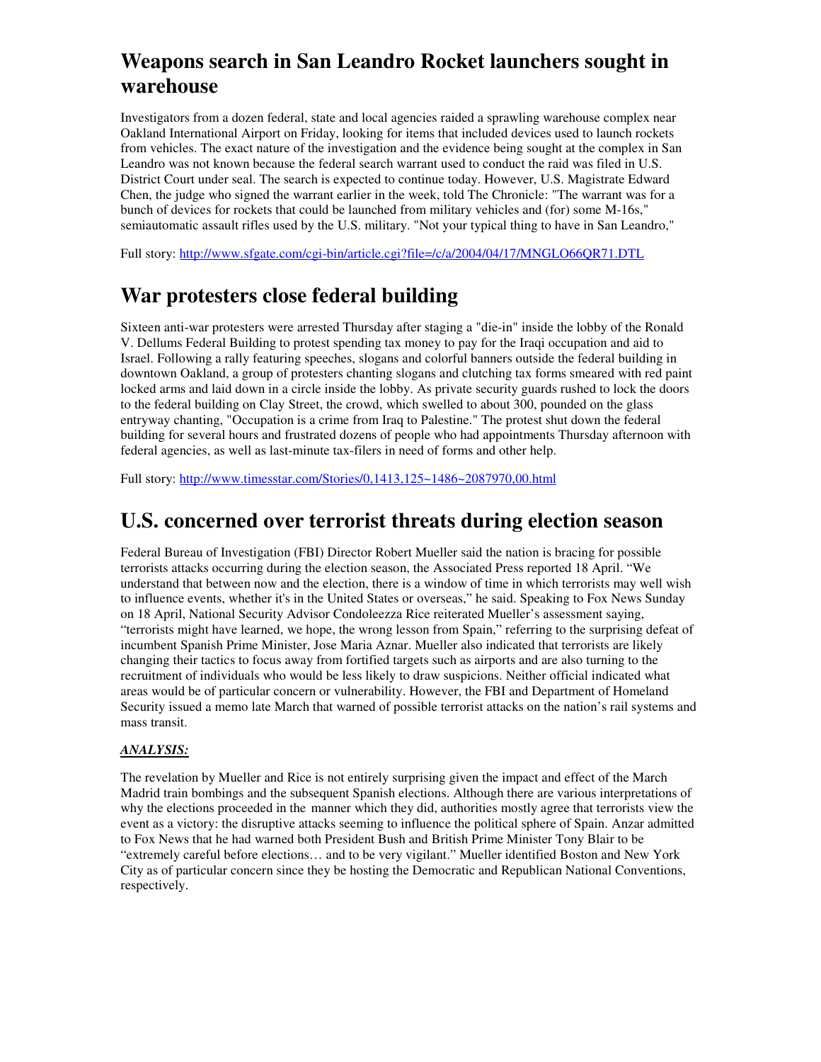# Weapons search in San Leandro Rocket launchers sought in warehouse

Investigators from a dozen federal, state and local agencies raided a sprawling warehouse complex near Oakland International Airport on Friday, looking for items that included devices used to launch rockets from vehicles. The exact nature of the investigation and the evidence being sought at the complex in San Leandro was not known because the federal search warrant used to conduct the raid was filed in U.S. District Court under seal. The search is expected to continue today. However, U.S. Magistrate Edward Chen, the judge who signed the warrant earlier in the week, told The Chronicle: "The warrant was for a bunch of devices for rockets that could be launched from military vehicles and (for) some M-16s," semiautomatic assault rifles used by the U.S. military. "Not your typical thing to have in San Leandro,"

Full story: http://www.sfgate.com/cgi-bin/article.cgi?file=/c/a/2004/04/17/MNGLO66QR71.DTL

# War protesters close federal building

Sixteen anti-war protesters were arrested Thursday after staging a "die-in" inside the lobby of the Ronald V. Dellums Federal Building to protest spending tax money to pay for the Iraqi occupation and aid to Israel. Following a rally featuring speeches, slogans and colorful banners outside the federal building in downtown Oakland, a group of protesters chanting slogans and clutching tax forms smeared with red paint locked arms and laid down in a circle inside the lobby. As private security guards rushed to lock the doors to the federal building on Clay Street, the crowd, which swelled to about 300, pounded on the glass entryway chanting, "Occupation is a crime from Iraq to Palestine." The protest shut down the federal building for several hours and frustrated dozens of people who had appointments Thursday afternoon with federal agencies, as well as last-minute tax-filers in need of forms and other help.

Full story: http://www.timesstar.com/Stories/0,1413,125~1486~2087970,00.html

# U.S. concerned over terrorist threats during election season

Federal Bureau of Investigation (FBI) Director Robert Mueller said the nation is bracing for possible terrorists attacks occurring during the election season, the Associated Press reported 18 April. "We understand that between now and the election, there is a window of time in which terrorists may well wish to influence events, whether it's in the United States or overseas," he said. Speaking to Fox News Sunday on 18 April, National Security Advisor Condoleezza Rice reiterated Mueller's assessment saying, "terrorists might have learned, we hope, the wrong lesson from Spain," referring to the surprising defeat of incumbent Spanish Prime Minister, Jose Maria Aznar. Mueller also indicated that terrorists are likely changing their tactics to focus away from fortified targets such as airports and are also turning to the recruitment of individuals who would be less likely to draw suspicions. Neither official indicated what areas would be of particular concern or vulnerability. However, the FBI and Department of Homeland Security issued a memo late March that warned of possible terrorist attacks on the nation's rail systems and mass transit.

***ANALYSIS:***

The revelation by Mueller and Rice is not entirely surprising given the impact and effect of the March Madrid train bombings and the subsequent Spanish elections. Although there are various interpretations of why the elections proceeded in the manner which they did, authorities mostly agree that terrorists view the event as a victory: the disruptive attacks seeming to influence the political sphere of Spain. Anzar admitted to Fox News that he had warned both President Bush and British Prime Minister Tony Blair to be "extremely careful before elections… and to be very vigilant." Mueller identified Boston and New York City as of particular concern since they be hosting the Democratic and Republican National Conventions, respectively.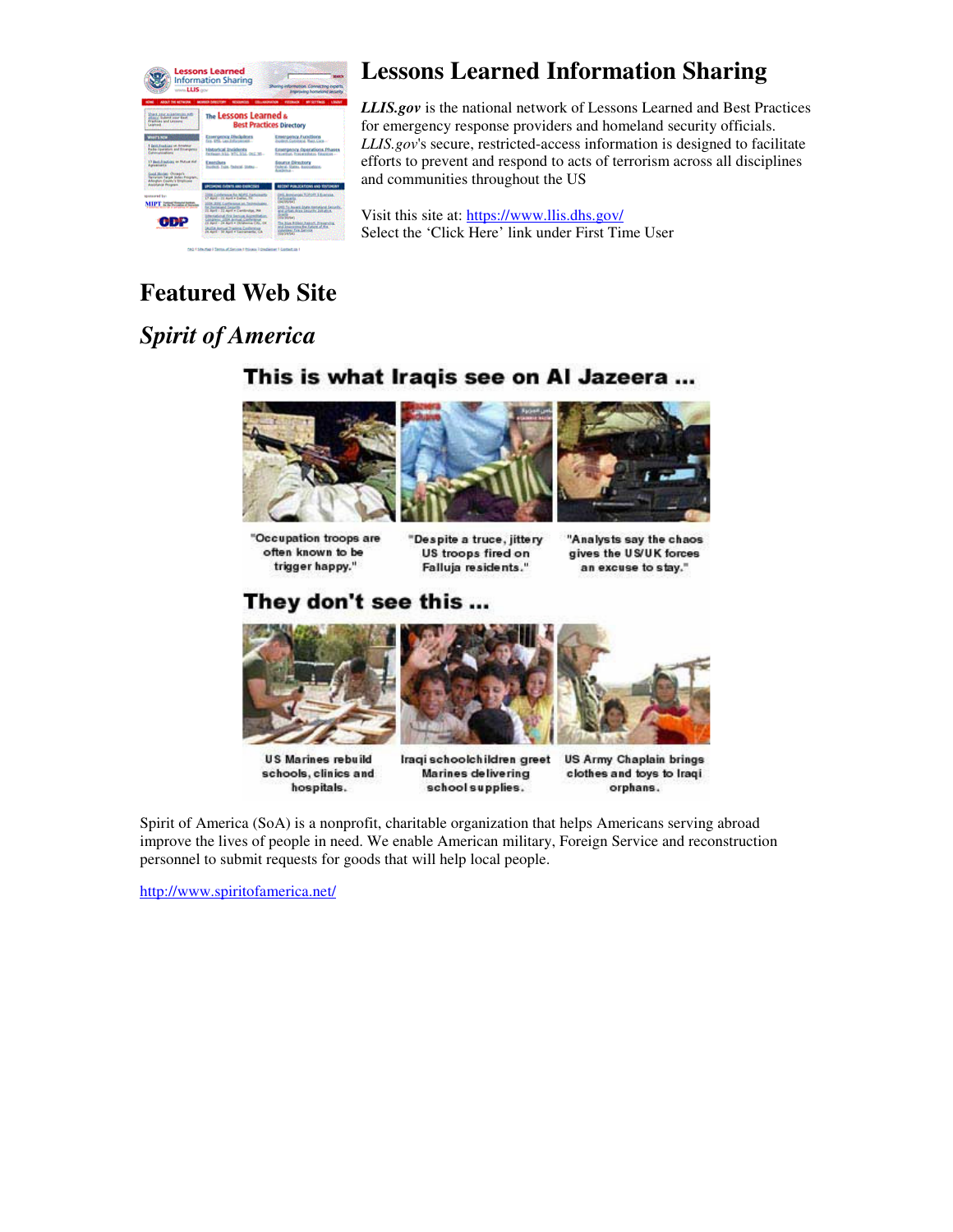# Lessons Learned Information Sharing

***LLIS.gov*** is the national network of Lessons Learned and Best Practices for emergency response providers and homeland security officials. *LLIS.gov*'s secure, restricted-access information is designed to facilitate efforts to prevent and respond to acts of terrorism across all disciplines and communities throughout the US

Visit this site at: https://www.llis.dhs.gov/
Select the 'Click Here' link under First Time User

## Featured Web Site

## *Spirit of America*

This is what Iraqis see on Al Jazeera ...

"Occupation troops are often known to be trigger happy."

"Despite a truce, jittery US troops fired on Falluja residents."

"Analysts say the chaos gives the US/UK forces an excuse to stay."

They don't see this ...

US Marines rebuild schools, clinics and hospitals.

Iraqi schoolchildren greet Marines delivering school supplies.

US Army Chaplain brings clothes and toys to Iraqi orphans.

Spirit of America (SoA) is a nonprofit, charitable organization that helps Americans serving abroad improve the lives of people in need. We enable American military, Foreign Service and reconstruction personnel to submit requests for goods that will help local people.

http://www.spiritofamerica.net/